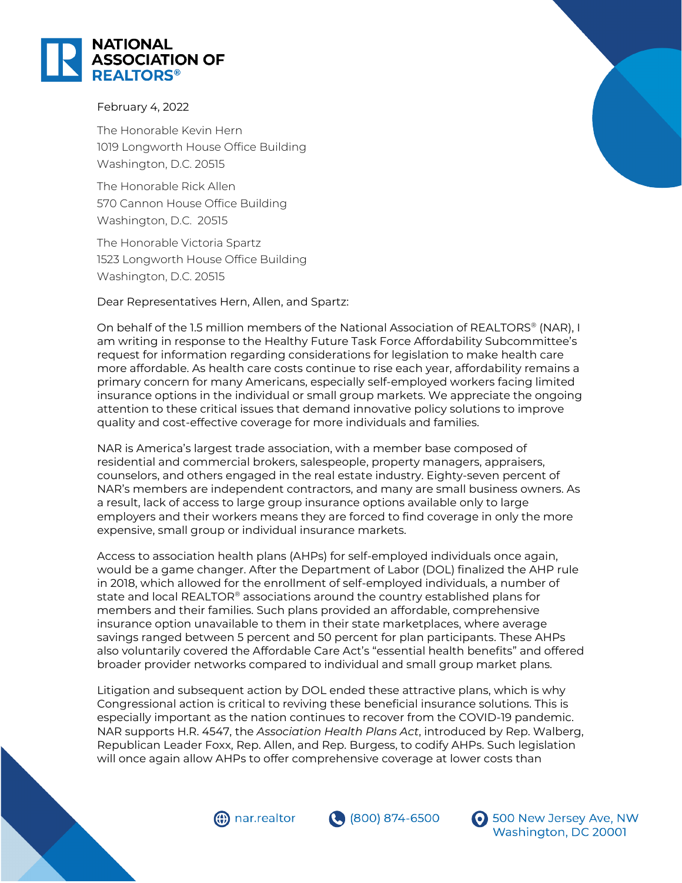# NATIONAL ASSOCIATION OF REALTORS®

February 4, 2022

The Honorable Kevin Hern
1019 Longworth House Office Building
Washington, D.C. 20515

The Honorable Rick Allen
570 Cannon House Office Building
Washington, D.C. 20515

The Honorable Victoria Spartz
1523 Longworth House Office Building
Washington, D.C. 20515

Dear Representatives Hern, Allen, and Spartz:

On behalf of the 1.5 million members of the National Association of REALTORS® (NAR), I am writing in response to the Healthy Future Task Force Affordability Subcommittee's request for information regarding considerations for legislation to make health care more affordable. As health care costs continue to rise each year, affordability remains a primary concern for many Americans, especially self-employed workers facing limited insurance options in the individual or small group markets. We appreciate the ongoing attention to these critical issues that demand innovative policy solutions to improve quality and cost-effective coverage for more individuals and families.

NAR is America's largest trade association, with a member base composed of residential and commercial brokers, salespeople, property managers, appraisers, counselors, and others engaged in the real estate industry. Eighty-seven percent of NAR's members are independent contractors, and many are small business owners. As a result, lack of access to large group insurance options available only to large employers and their workers means they are forced to find coverage in only the more expensive, small group or individual insurance markets.

Access to association health plans (AHPs) for self-employed individuals once again, would be a game changer. After the Department of Labor (DOL) finalized the AHP rule in 2018, which allowed for the enrollment of self-employed individuals, a number of state and local REALTOR® associations around the country established plans for members and their families. Such plans provided an affordable, comprehensive insurance option unavailable to them in their state marketplaces, where average savings ranged between 5 percent and 50 percent for plan participants. These AHPs also voluntarily covered the Affordable Care Act's "essential health benefits" and offered broader provider networks compared to individual and small group market plans.

Litigation and subsequent action by DOL ended these attractive plans, which is why Congressional action is critical to reviving these beneficial insurance solutions. This is especially important as the nation continues to recover from the COVID-19 pandemic. NAR supports H.R. 4547, the *Association Health Plans Act*, introduced by Rep. Walberg, Republican Leader Foxx, Rep. Allen, and Rep. Burgess, to codify AHPs. Such legislation will once again allow AHPs to offer comprehensive coverage at lower costs than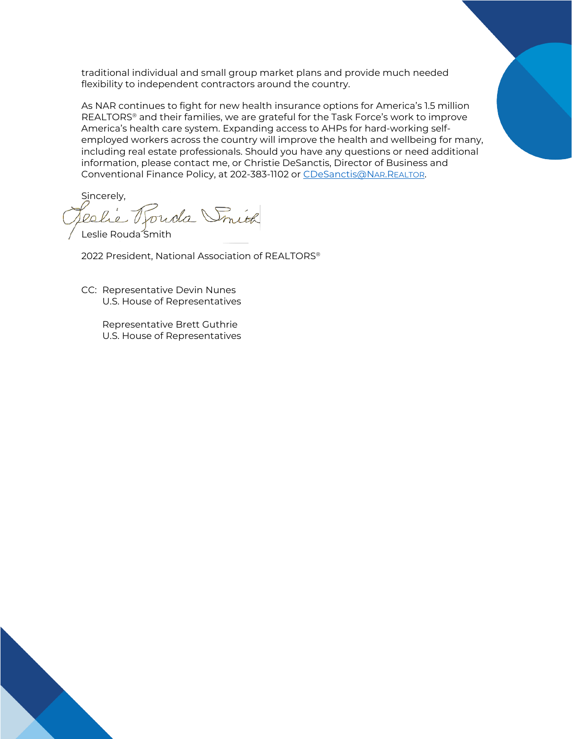traditional individual and small group market plans and provide much needed flexibility to independent contractors around the country.

As NAR continues to fight for new health insurance options for America's 1.5 million REALTORS® and their families, we are grateful for the Task Force's work to improve America's health care system. Expanding access to AHPs for hard-working self-employed workers across the country will improve the health and wellbeing for many, including real estate professionals. Should you have any questions or need additional information, please contact me, or Christie DeSanctis, Director of Business and Conventional Finance Policy, at 202-383-1102 or CDeSanctis@NAR.REALTOR.

Sincerely,

Leslie Rouda Smith

2022 President, National Association of REALTORS®

CC: Representative Devin Nunes
U.S. House of Representatives

Representative Brett Guthrie
U.S. House of Representatives